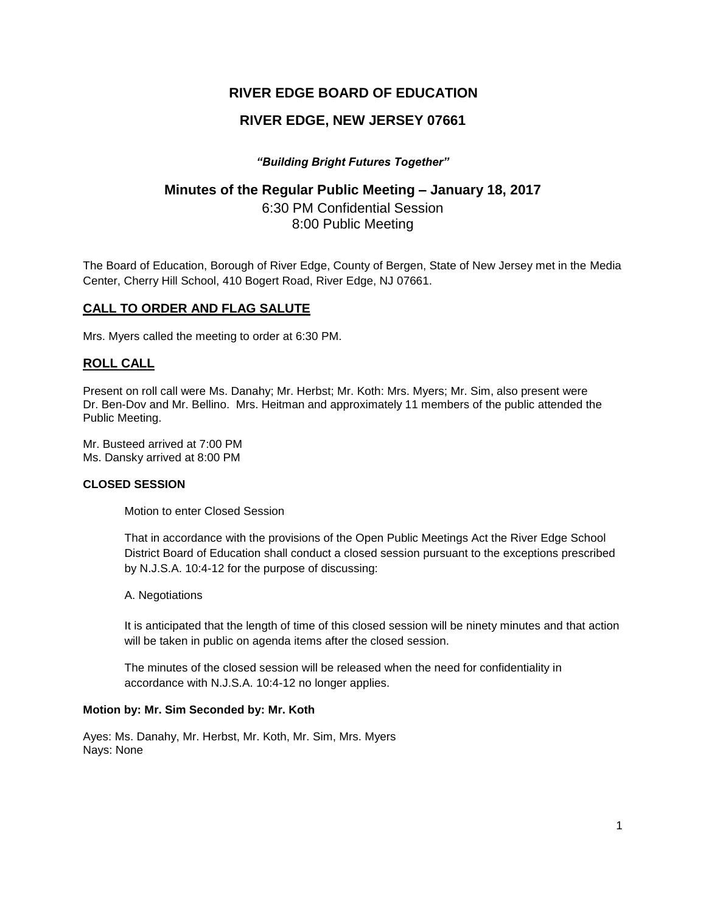# RIVER EDGE BOARD OF EDUCATION

# RIVER EDGE, NEW JERSEY 07661

***"Building Bright Futures Together"***

## Minutes of the Regular Public Meeting – January 18, 2017

6:30 PM Confidential Session
8:00 Public Meeting

The Board of Education, Borough of River Edge, County of Bergen, State of New Jersey met in the Media Center, Cherry Hill School, 410 Bogert Road, River Edge, NJ 07661.

## CALL TO ORDER AND FLAG SALUTE

Mrs. Myers called the meeting to order at 6:30 PM.

## ROLL CALL

Present on roll call were Ms. Danahy; Mr. Herbst; Mr. Koth: Mrs. Myers; Mr. Sim, also present were Dr. Ben-Dov and Mr. Bellino. Mrs. Heitman and approximately 11 members of the public attended the Public Meeting.

Mr. Busteed arrived at 7:00 PM
Ms. Dansky arrived at 8:00 PM

### CLOSED SESSION

Motion to enter Closed Session

That in accordance with the provisions of the Open Public Meetings Act the River Edge School District Board of Education shall conduct a closed session pursuant to the exceptions prescribed by N.J.S.A. 10:4-12 for the purpose of discussing:

A. Negotiations

It is anticipated that the length of time of this closed session will be ninety minutes and that action will be taken in public on agenda items after the closed session.

The minutes of the closed session will be released when the need for confidentiality in accordance with N.J.S.A. 10:4-12 no longer applies.

**Motion by: Mr. Sim Seconded by: Mr. Koth**

Ayes: Ms. Danahy, Mr. Herbst, Mr. Koth, Mr. Sim, Mrs. Myers
Nays: None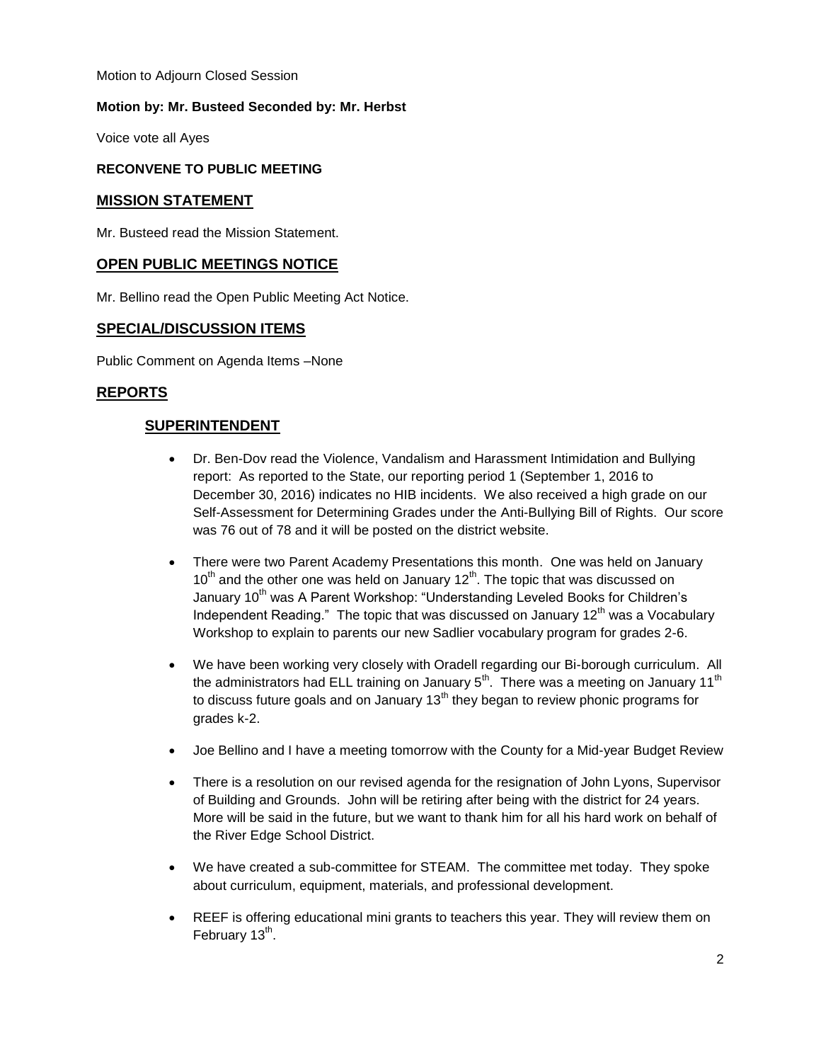Motion to Adjourn Closed Session

**Motion by: Mr. Busteed Seconded by: Mr. Herbst**

Voice vote all Ayes

**RECONVENE TO PUBLIC MEETING**

## MISSION STATEMENT

Mr. Busteed read the Mission Statement.

## OPEN PUBLIC MEETINGS NOTICE

Mr. Bellino read the Open Public Meeting Act Notice.

## SPECIAL/DISCUSSION ITEMS

Public Comment on Agenda Items –None

## REPORTS

### SUPERINTENDENT

- Dr. Ben-Dov read the Violence, Vandalism and Harassment Intimidation and Bullying report: As reported to the State, our reporting period 1 (September 1, 2016 to December 30, 2016) indicates no HIB incidents. We also received a high grade on our Self-Assessment for Determining Grades under the Anti-Bullying Bill of Rights. Our score was 76 out of 78 and it will be posted on the district website.
- There were two Parent Academy Presentations this month. One was held on January 10th and the other one was held on January 12th. The topic that was discussed on January 10th was A Parent Workshop: "Understanding Leveled Books for Children's Independent Reading." The topic that was discussed on January 12th was a Vocabulary Workshop to explain to parents our new Sadlier vocabulary program for grades 2-6.
- We have been working very closely with Oradell regarding our Bi-borough curriculum. All the administrators had ELL training on January 5th. There was a meeting on January 11th to discuss future goals and on January 13th they began to review phonic programs for grades k-2.
- Joe Bellino and I have a meeting tomorrow with the County for a Mid-year Budget Review
- There is a resolution on our revised agenda for the resignation of John Lyons, Supervisor of Building and Grounds. John will be retiring after being with the district for 24 years. More will be said in the future, but we want to thank him for all his hard work on behalf of the River Edge School District.
- We have created a sub-committee for STEAM. The committee met today. They spoke about curriculum, equipment, materials, and professional development.
- REEF is offering educational mini grants to teachers this year. They will review them on February 13th.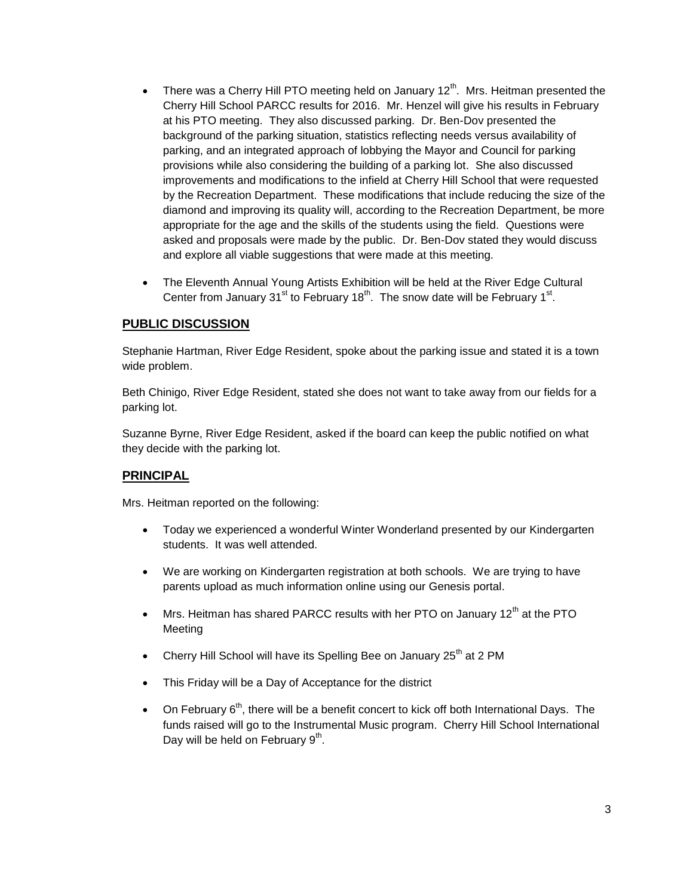- There was a Cherry Hill PTO meeting held on January 12th. Mrs. Heitman presented the Cherry Hill School PARCC results for 2016. Mr. Henzel will give his results in February at his PTO meeting. They also discussed parking. Dr. Ben-Dov presented the background of the parking situation, statistics reflecting needs versus availability of parking, and an integrated approach of lobbying the Mayor and Council for parking provisions while also considering the building of a parking lot. She also discussed improvements and modifications to the infield at Cherry Hill School that were requested by the Recreation Department. These modifications that include reducing the size of the diamond and improving its quality will, according to the Recreation Department, be more appropriate for the age and the skills of the students using the field. Questions were asked and proposals were made by the public. Dr. Ben-Dov stated they would discuss and explore all viable suggestions that were made at this meeting.

- The Eleventh Annual Young Artists Exhibition will be held at the River Edge Cultural Center from January 31st to February 18th. The snow date will be February 1st.

## PUBLIC DISCUSSION

Stephanie Hartman, River Edge Resident, spoke about the parking issue and stated it is a town wide problem.

Beth Chinigo, River Edge Resident, stated she does not want to take away from our fields for a parking lot.

Suzanne Byrne, River Edge Resident, asked if the board can keep the public notified on what they decide with the parking lot.

## PRINCIPAL

Mrs. Heitman reported on the following:

- Today we experienced a wonderful Winter Wonderland presented by our Kindergarten students. It was well attended.

- We are working on Kindergarten registration at both schools. We are trying to have parents upload as much information online using our Genesis portal.

- Mrs. Heitman has shared PARCC results with her PTO on January 12th at the PTO Meeting

- Cherry Hill School will have its Spelling Bee on January 25th at 2 PM

- This Friday will be a Day of Acceptance for the district

- On February 6th, there will be a benefit concert to kick off both International Days. The funds raised will go to the Instrumental Music program. Cherry Hill School International Day will be held on February 9th.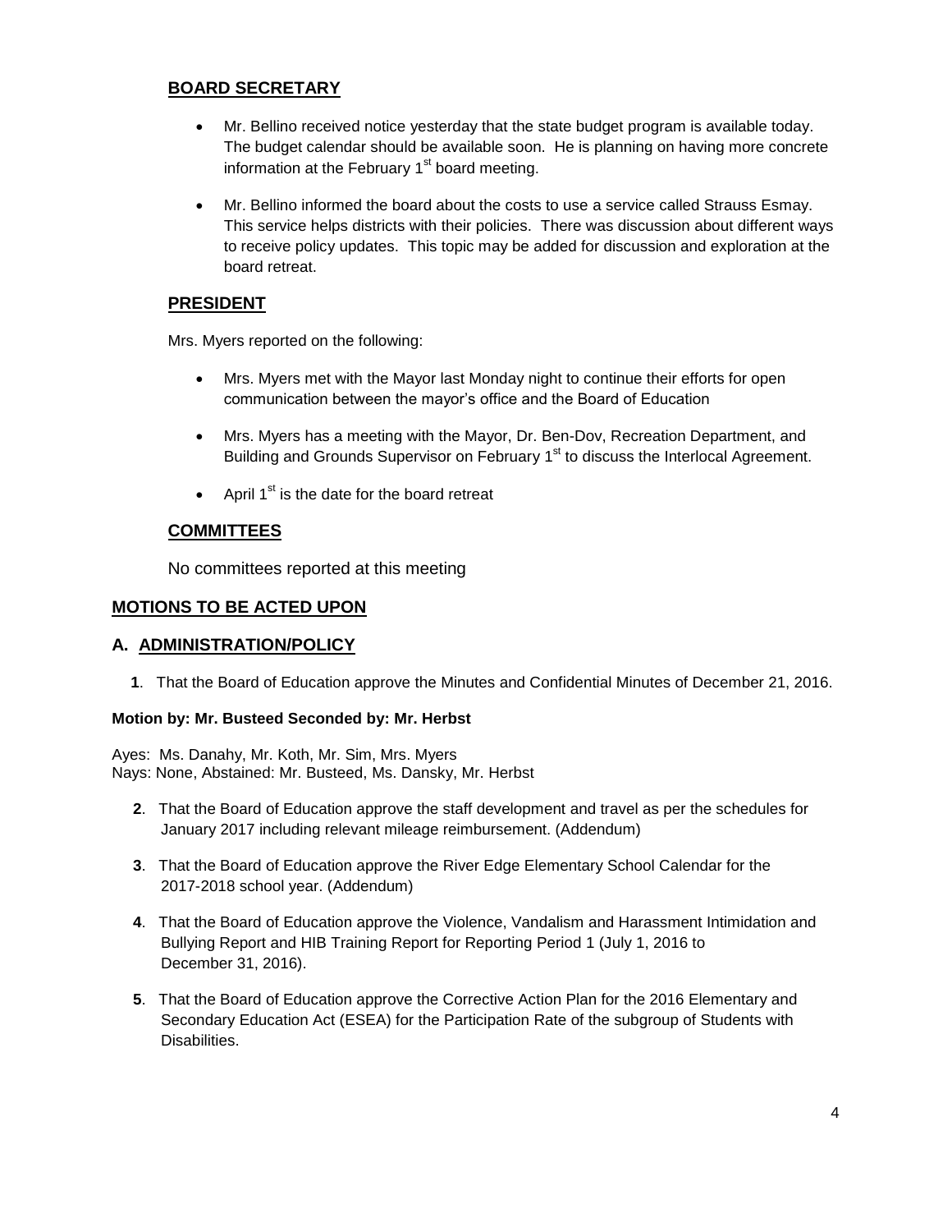## BOARD SECRETARY

- Mr. Bellino received notice yesterday that the state budget program is available today. The budget calendar should be available soon. He is planning on having more concrete information at the February 1st board meeting.
- Mr. Bellino informed the board about the costs to use a service called Strauss Esmay. This service helps districts with their policies. There was discussion about different ways to receive policy updates. This topic may be added for discussion and exploration at the board retreat.

## PRESIDENT

Mrs. Myers reported on the following:

- Mrs. Myers met with the Mayor last Monday night to continue their efforts for open communication between the mayor's office and the Board of Education
- Mrs. Myers has a meeting with the Mayor, Dr. Ben-Dov, Recreation Department, and Building and Grounds Supervisor on February 1st to discuss the Interlocal Agreement.
- April 1st is the date for the board retreat

## COMMITTEES

No committees reported at this meeting

## MOTIONS TO BE ACTED UPON

## A. ADMINISTRATION/POLICY

**1**. That the Board of Education approve the Minutes and Confidential Minutes of December 21, 2016.

**Motion by: Mr. Busteed Seconded by: Mr. Herbst**

Ayes: Ms. Danahy, Mr. Koth, Mr. Sim, Mrs. Myers
Nays: None, Abstained: Mr. Busteed, Ms. Dansky, Mr. Herbst

**2**. That the Board of Education approve the staff development and travel as per the schedules for January 2017 including relevant mileage reimbursement. (Addendum)

**3**. That the Board of Education approve the River Edge Elementary School Calendar for the 2017-2018 school year. (Addendum)

**4**. That the Board of Education approve the Violence, Vandalism and Harassment Intimidation and Bullying Report and HIB Training Report for Reporting Period 1 (July 1, 2016 to December 31, 2016).

**5**. That the Board of Education approve the Corrective Action Plan for the 2016 Elementary and Secondary Education Act (ESEA) for the Participation Rate of the subgroup of Students with Disabilities.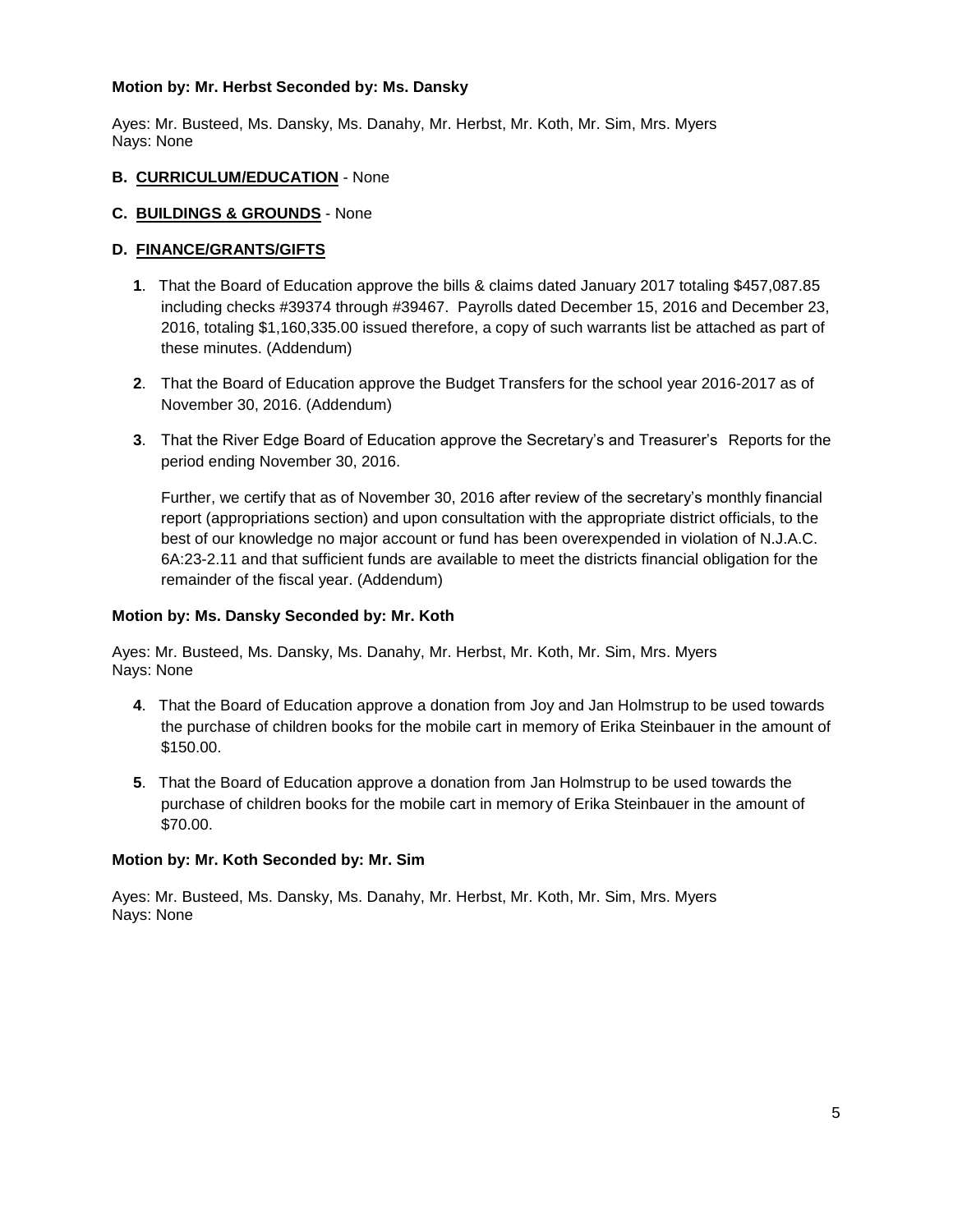**Motion by: Mr. Herbst Seconded by: Ms. Dansky**

Ayes: Mr. Busteed, Ms. Dansky, Ms. Danahy, Mr. Herbst, Mr. Koth, Mr. Sim, Mrs. Myers
Nays: None

**B. <u>CURRICULUM/EDUCATION</u>** - None

**C. <u>BUILDINGS & GROUNDS</u>** - None

**D. <u>FINANCE/GRANTS/GIFTS</u>**

**1**. That the Board of Education approve the bills & claims dated January 2017 totaling $457,087.85 including checks #39374 through #39467. Payrolls dated December 15, 2016 and December 23, 2016, totaling $1,160,335.00 issued therefore, a copy of such warrants list be attached as part of these minutes. (Addendum)

**2**. That the Board of Education approve the Budget Transfers for the school year 2016-2017 as of November 30, 2016. (Addendum)

**3**. That the River Edge Board of Education approve the Secretary's and Treasurer's Reports for the period ending November 30, 2016.

Further, we certify that as of November 30, 2016 after review of the secretary's monthly financial report (appropriations section) and upon consultation with the appropriate district officials, to the best of our knowledge no major account or fund has been overexpended in violation of N.J.A.C. 6A:23-2.11 and that sufficient funds are available to meet the districts financial obligation for the remainder of the fiscal year. (Addendum)

**Motion by: Ms. Dansky Seconded by: Mr. Koth**

Ayes: Mr. Busteed, Ms. Dansky, Ms. Danahy, Mr. Herbst, Mr. Koth, Mr. Sim, Mrs. Myers
Nays: None

**4**. That the Board of Education approve a donation from Joy and Jan Holmstrup to be used towards the purchase of children books for the mobile cart in memory of Erika Steinbauer in the amount of $150.00.

**5**. That the Board of Education approve a donation from Jan Holmstrup to be used towards the purchase of children books for the mobile cart in memory of Erika Steinbauer in the amount of $70.00.

**Motion by: Mr. Koth Seconded by: Mr. Sim**

Ayes: Mr. Busteed, Ms. Dansky, Ms. Danahy, Mr. Herbst, Mr. Koth, Mr. Sim, Mrs. Myers
Nays: None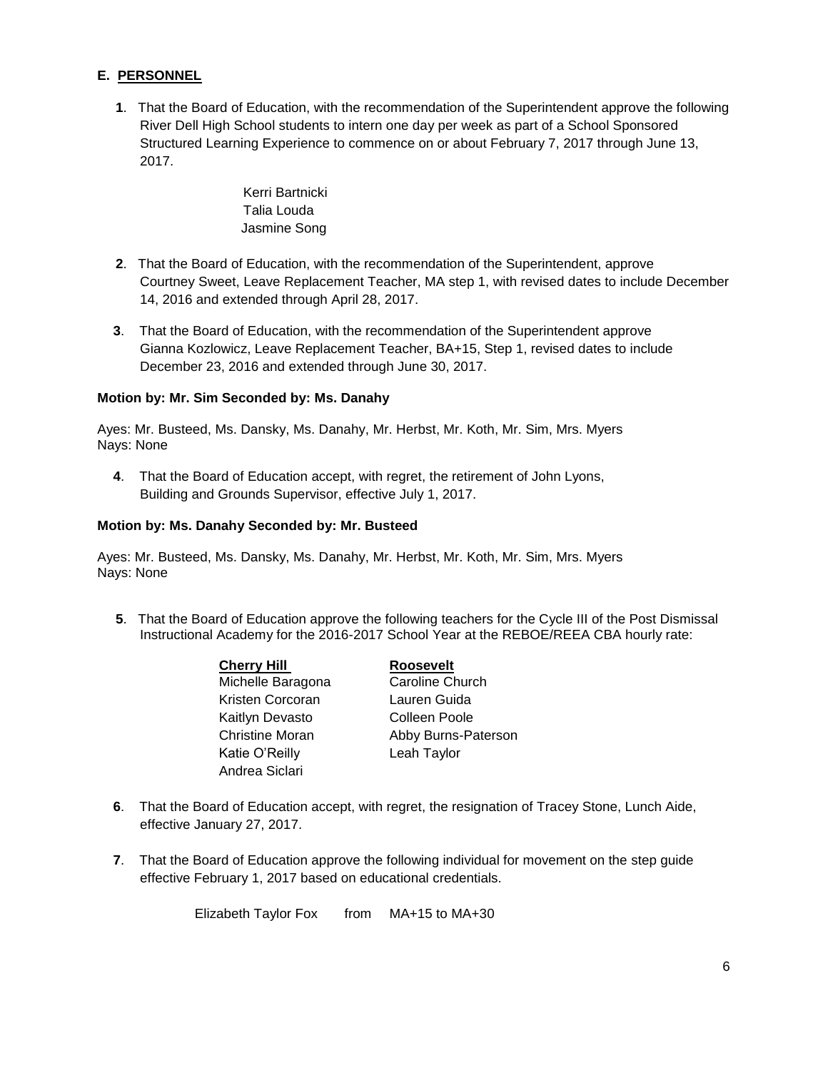## E. PERSONNEL

**1**. That the Board of Education, with the recommendation of the Superintendent approve the following River Dell High School students to intern one day per week as part of a School Sponsored Structured Learning Experience to commence on or about February 7, 2017 through June 13, 2017.

Kerri Bartnicki
Talia Louda
Jasmine Song

**2**. That the Board of Education, with the recommendation of the Superintendent, approve Courtney Sweet, Leave Replacement Teacher, MA step 1, with revised dates to include December 14, 2016 and extended through April 28, 2017.

**3**. That the Board of Education, with the recommendation of the Superintendent approve Gianna Kozlowicz, Leave Replacement Teacher, BA+15, Step 1, revised dates to include December 23, 2016 and extended through June 30, 2017.

**Motion by: Mr. Sim Seconded by: Ms. Danahy**

Ayes: Mr. Busteed, Ms. Dansky, Ms. Danahy, Mr. Herbst, Mr. Koth, Mr. Sim, Mrs. Myers
Nays: None

**4**. That the Board of Education accept, with regret, the retirement of John Lyons, Building and Grounds Supervisor, effective July 1, 2017.

**Motion by: Ms. Danahy Seconded by: Mr. Busteed**

Ayes: Mr. Busteed, Ms. Dansky, Ms. Danahy, Mr. Herbst, Mr. Koth, Mr. Sim, Mrs. Myers
Nays: None

**5**. That the Board of Education approve the following teachers for the Cycle III of the Post Dismissal Instructional Academy for the 2016-2017 School Year at the REBOE/REEA CBA hourly rate:

| **Cherry Hill** | **Roosevelt** |
|---|---|
| Michelle Baragona | Caroline Church |
| Kristen Corcoran | Lauren Guida |
| Kaitlyn Devasto | Colleen Poole |
| Christine Moran | Abby Burns-Paterson |
| Katie O'Reilly | Leah Taylor |
| Andrea Siclari | |

**6**. That the Board of Education accept, with regret, the resignation of Tracey Stone, Lunch Aide, effective January 27, 2017.

**7**. That the Board of Education approve the following individual for movement on the step guide effective February 1, 2017 based on educational credentials.

Elizabeth Taylor Fox from MA+15 to MA+30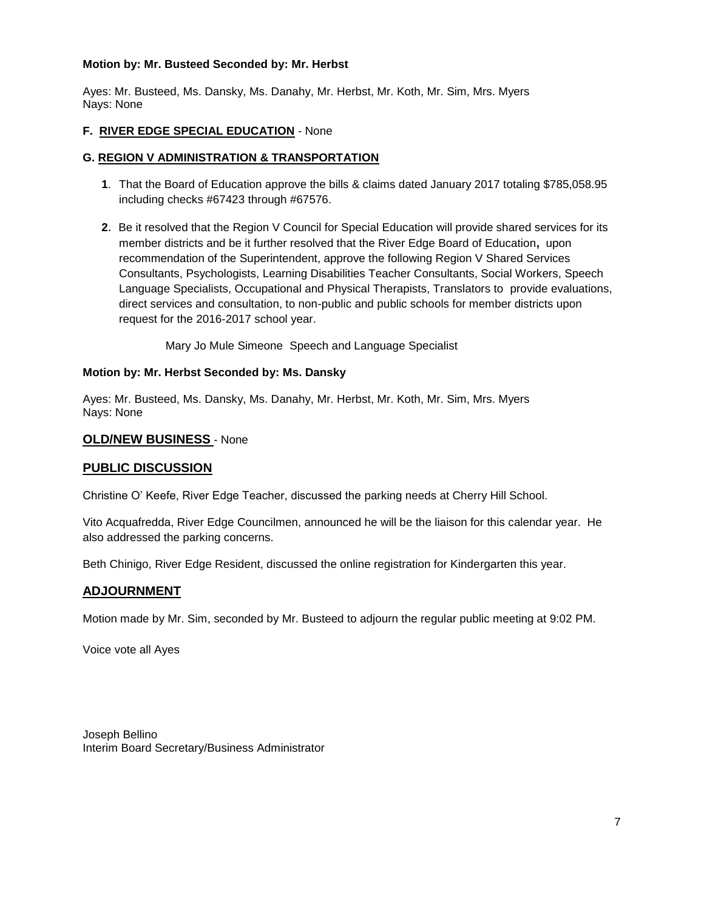**Motion by: Mr. Busteed Seconded by: Mr. Herbst**

Ayes: Mr. Busteed, Ms. Dansky, Ms. Danahy, Mr. Herbst, Mr. Koth, Mr. Sim, Mrs. Myers
Nays: None

**F. RIVER EDGE SPECIAL EDUCATION** - None

**G. REGION V ADMINISTRATION & TRANSPORTATION**

1. That the Board of Education approve the bills & claims dated January 2017 totaling $785,058.95 including checks #67423 through #67576.

2. Be it resolved that the Region V Council for Special Education will provide shared services for its member districts and be it further resolved that the River Edge Board of Education, upon recommendation of the Superintendent, approve the following Region V Shared Services Consultants, Psychologists, Learning Disabilities Teacher Consultants, Social Workers, Speech Language Specialists, Occupational and Physical Therapists, Translators to provide evaluations, direct services and consultation, to non-public and public schools for member districts upon request for the 2016-2017 school year.

   Mary Jo Mule Simeone Speech and Language Specialist

**Motion by: Mr. Herbst Seconded by: Ms. Dansky**

Ayes: Mr. Busteed, Ms. Dansky, Ms. Danahy, Mr. Herbst, Mr. Koth, Mr. Sim, Mrs. Myers
Nays: None

## OLD/NEW BUSINESS - None

## PUBLIC DISCUSSION

Christine O' Keefe, River Edge Teacher, discussed the parking needs at Cherry Hill School.

Vito Acquafredda, River Edge Councilmen, announced he will be the liaison for this calendar year. He also addressed the parking concerns.

Beth Chinigo, River Edge Resident, discussed the online registration for Kindergarten this year.

## ADJOURNMENT

Motion made by Mr. Sim, seconded by Mr. Busteed to adjourn the regular public meeting at 9:02 PM.

Voice vote all Ayes

Joseph Bellino
Interim Board Secretary/Business Administrator